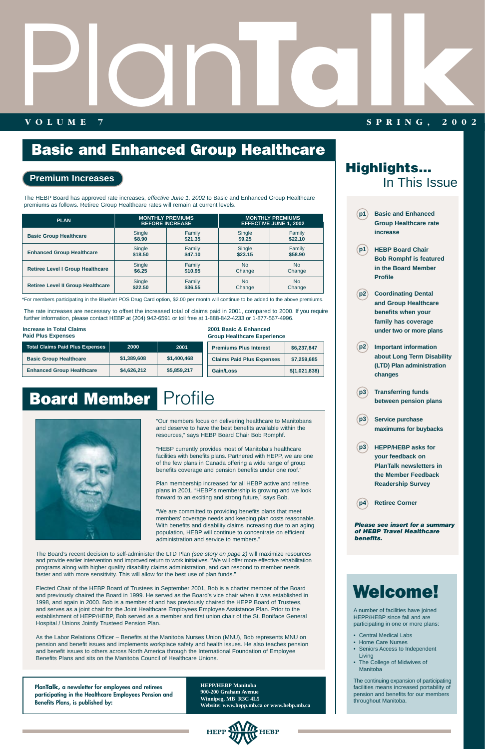# PlanTalk

**VOLUME 7** **SPRING, 2002**

# Basic and Enhanced Group Healthcare

## Premium Increases

The HEBP Board has approved rate increases, *effective June 1, 2002* to Basic and Enhanced Group Healthcare premiums as follows. Retiree Group Healthcare rates will remain at current levels.

| PLAN | MONTHLY PREMIUMS BEFORE INCREASE | | MONTHLY PREMIUMS EFFECTIVE JUNE 1, 2002 | |
|---|---|---|---|---|
| Basic Group Healthcare | Single $8.90 | Family $21.35 | Single $9.25 | Family $22.10 |
| Enhanced Group Healthcare | Single $18.50 | Family $47.10 | Single $23.15 | Family $58.90 |
| Retiree Level I Group Healthcare | Single $6.25 | Family $10.95 | No Change | No Change |
| Retiree Level II Group Healthcare | Single $22.50 | Family $36.55 | No Change | No Change |

*For members participating in the BlueNet POS Drug Card option, $2.00 per month will continue to be added to the above premiums.

The rate increases are necessary to offset the increased total of claims paid in 2001, compared to 2000. If you require further information, please contact HEBP at (204) 942-6591 or toll free at 1-888-842-4233 or 1-877-567-4996.

**Increase in Total Claims Paid Plus Expenses**

| Total Claims Paid Plus Expenses | 2000 | 2001 |
|---|---|---|
| Basic Group Healthcare | $1,389,608 | $1,400,468 |
| Enhanced Group Healthcare | $4,626,212 | $5,859,217 |

**2001 Basic & Enhanced Group Healthcare Experience**

| | |
|---|---|
| Premiums Plus Interest | $6,237,847 |
| Claims Paid Plus Expenses | $7,259,685 |
| Gain/Loss | $(1,021,838) |

# Board Member Profile

"Our members focus on delivering healthcare to Manitobans and deserve to have the best benefits available within the resources," says HEBP Board Chair Bob Romphf.

"HEBP currently provides most of Manitoba's healthcare facilities with benefits plans. Partnered with HEPP, we are one of the few plans in Canada offering a wide range of group benefits coverage and pension benefits under one roof."

Plan membership increased for all HEBP active and retiree plans in 2001. "HEBP's membership is growing and we look forward to an exciting and strong future," says Bob.

"We are committed to providing benefits plans that meet members' coverage needs and keeping plan costs reasonable. With benefits and disability claims increasing due to an aging population, HEBP will continue to concentrate on efficient administration and service to members."

The Board's recent decision to self-administer the LTD Plan *(see story on page 2)* will maximize resources and provide earlier intervention and improved return to work initiatives. "We will offer more effective rehabilitation programs along with higher quality disability claims administration, and can respond to member needs faster and with more sensitivity. This will allow for the best use of plan funds."

Elected Chair of the HEBP Board of Trustees in September 2001, Bob is a charter member of the Board and previously chaired the Board in 1999. He served as the Board's vice chair when it was established in 1998, and again in 2000. Bob is a member of and has previously chaired the HEPP Board of Trustees, and serves as a joint chair for the Joint Healthcare Employees Employee Assistance Plan. Prior to the establishment of HEPP/HEBP, Bob served as a member and first union chair of the St. Boniface General Hospital / Unions Jointly Trusteed Pension Plan.

As the Labor Relations Officer – Benefits at the Manitoba Nurses Union (MNU), Bob represents MNU on pension and benefit issues and implements workplace safety and health issues. He also teaches pension and benefit issues to others across North America through the International Foundation of Employee Benefits Plans and sits on the Manitoba Council of Healthcare Unions.

**PlanTalk, a newsletter for employees and retirees participating in the Healthcare Employees Pension and Benefits Plans, is published by:**

**HEPP/HEBP Manitoba**
**900-200 Graham Avenue**
**Winnipeg, MB R3C 4L5**
**Website: www.hepp.mb.ca or www.hebp.mb.ca**

## Highlights... In This Issue

- **p1** Basic and Enhanced Group Healthcare rate increase
- **p1** HEBP Board Chair Bob Romphf is featured in the Board Member Profile
- **p2** Coordinating Dental and Group Healthcare benefits when your family has coverage under two or more plans
- **p2** Important information about Long Term Disability (LTD) Plan administration changes
- **p3** Transferring funds between pension plans
- **p3** Service purchase maximums for buybacks
- **p3** HEPP/HEBP asks for your feedback on PlanTalk newsletters in the Member Feedback Readership Survey
- **p4** Retiree Corner

***Please see insert for a summary of HEBP Travel Healthcare benefits.***

## Welcome!

A number of facilities have joined HEPP/HEBP since fall and are participating in one or more plans:

- Central Medical Labs
- Home Care Nurses
- Seniors Access to Independent Living
- The College of Midwives of Manitoba

The continuing expansion of participating facilities means increased portability of pension and benefits for our members throughout Manitoba.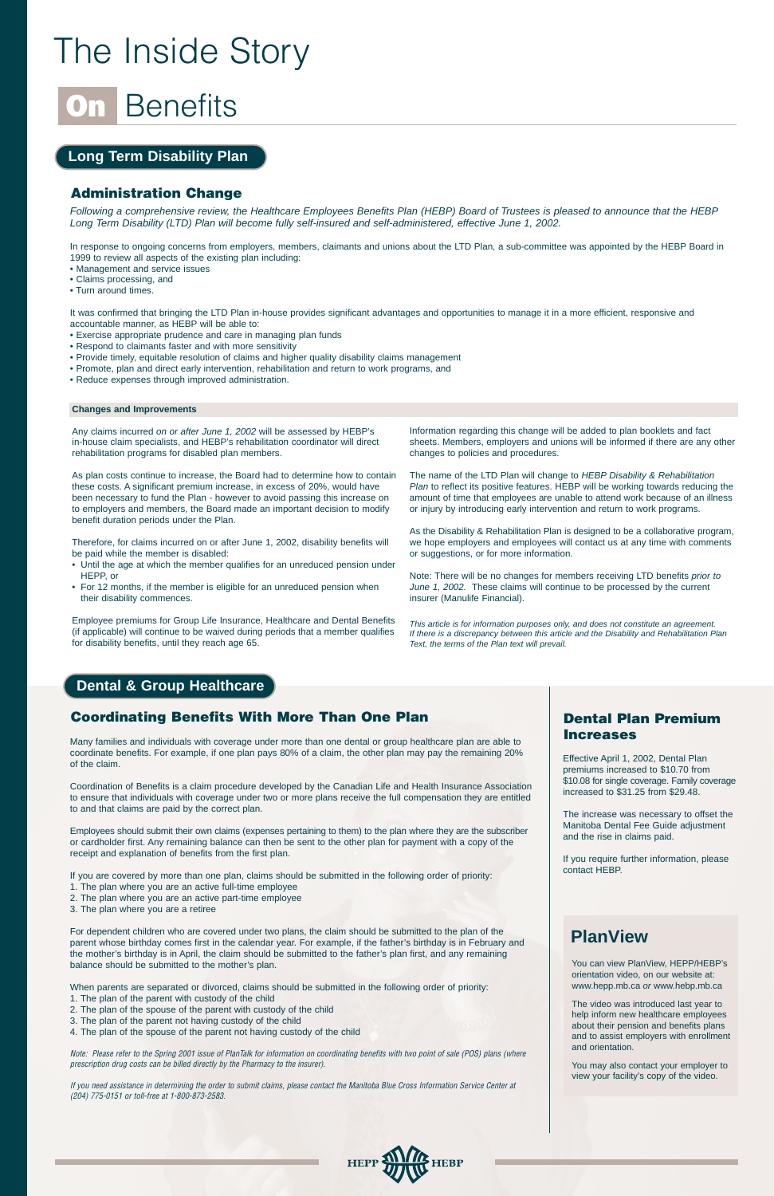# The Inside Story

# On Benefits

## Long Term Disability Plan

### Administration Change

*Following a comprehensive review, the Healthcare Employees Benefits Plan (HEBP) Board of Trustees is pleased to announce that the HEBP Long Term Disability (LTD) Plan will become fully self-insured and self-administered, effective June 1, 2002.*

In response to ongoing concerns from employers, members, claimants and unions about the LTD Plan, a sub-committee was appointed by the HEBP Board in 1999 to review all aspects of the existing plan including:

- Management and service issues
- Claims processing, and
- Turn around times.

It was confirmed that bringing the LTD Plan in-house provides significant advantages and opportunities to manage it in a more efficient, responsive and accountable manner, as HEBP will be able to:

- Exercise appropriate prudence and care in managing plan funds
- Respond to claimants faster and with more sensitivity
- Provide timely, equitable resolution of claims and higher quality disability claims management
- Promote, plan and direct early intervention, rehabilitation and return to work programs, and
- Reduce expenses through improved administration.

#### Changes and Improvements

Any claims incurred *on or after June 1, 2002* will be assessed by HEBP's in-house claim specialists, and HEBP's rehabilitation coordinator will direct rehabilitation programs for disabled plan members.

As plan costs continue to increase, the Board had to determine how to contain these costs. A significant premium increase, in excess of 20%, would have been necessary to fund the Plan - however to avoid passing this increase on to employers and members, the Board made an important decision to modify benefit duration periods under the Plan.

Therefore, for claims incurred on or after June 1, 2002, disability benefits will be paid while the member is disabled:

- Until the age at which the member qualifies for an unreduced pension under HEPP, or
- For 12 months, if the member is eligible for an unreduced pension when their disability commences.

Employee premiums for Group Life Insurance, Healthcare and Dental Benefits (if applicable) will continue to be waived during periods that a member qualifies for disability benefits, until they reach age 65.

Information regarding this change will be added to plan booklets and fact sheets. Members, employers and unions will be informed if there are any other changes to policies and procedures.

The name of the LTD Plan will change to *HEBP Disability & Rehabilitation Plan* to reflect its positive features. HEBP will be working towards reducing the amount of time that employees are unable to attend work because of an illness or injury by introducing early intervention and return to work programs.

As the Disability & Rehabilitation Plan is designed to be a collaborative program, we hope employers and employees will contact us at any time with comments or suggestions, or for more information.

Note: There will be no changes for members receiving LTD benefits *prior to June 1, 2002.* These claims will continue to be processed by the current insurer (Manulife Financial).

*This article is for information purposes only, and does not constitute an agreement. If there is a discrepancy between this article and the Disability and Rehabilitation Plan Text, the terms of the Plan text will prevail.*

## Dental & Group Healthcare

### Coordinating Benefits With More Than One Plan

Many families and individuals with coverage under more than one dental or group healthcare plan are able to coordinate benefits. For example, if one plan pays 80% of a claim, the other plan may pay the remaining 20% of the claim.

Coordination of Benefits is a claim procedure developed by the Canadian Life and Health Insurance Association to ensure that individuals with coverage under two or more plans receive the full compensation they are entitled to and that claims are paid by the correct plan.

Employees should submit their own claims (expenses pertaining to them) to the plan where they are the subscriber or cardholder first. Any remaining balance can then be sent to the other plan for payment with a copy of the receipt and explanation of benefits from the first plan.

If you are covered by more than one plan, claims should be submitted in the following order of priority:

1. The plan where you are an active full-time employee
2. The plan where you are an active part-time employee
3. The plan where you are a retiree

For dependent children who are covered under two plans, the claim should be submitted to the plan of the parent whose birthday comes first in the calendar year. For example, if the father's birthday is in February and the mother's birthday is in April, the claim should be submitted to the father's plan first, and any remaining balance should be submitted to the mother's plan.

When parents are separated or divorced, claims should be submitted in the following order of priority:

1. The plan of the parent with custody of the child
2. The plan of the spouse of the parent with custody of the child
3. The plan of the parent not having custody of the child
4. The plan of the spouse of the parent not having custody of the child

*Note: Please refer to the Spring 2001 issue of PlanTalk for information on coordinating benefits with two point of sale (POS) plans (where prescription drug costs can be billed directly by the Pharmacy to the insurer).*

*If you need assistance in determining the order to submit claims, please contact the Manitoba Blue Cross Information Service Center at (204) 775-0151 or toll-free at 1-800-873-2583.*

### Dental Plan Premium Increases

Effective April 1, 2002, Dental Plan premiums increased to $10.70 from $10.08 for single coverage. Family coverage increased to $31.25 from $29.48.

The increase was necessary to offset the Manitoba Dental Fee Guide adjustment and the rise in claims paid.

If you require further information, please contact HEBP.

### PlanView

You can view PlanView, HEPP/HEBP's orientation video, on our website at: www.hepp.mb.ca or www.hebp.mb.ca

The video was introduced last year to help inform new healthcare employees about their pension and benefits plans and to assist employers with enrollment and orientation.

You may also contact your employer to view your facility's copy of the video.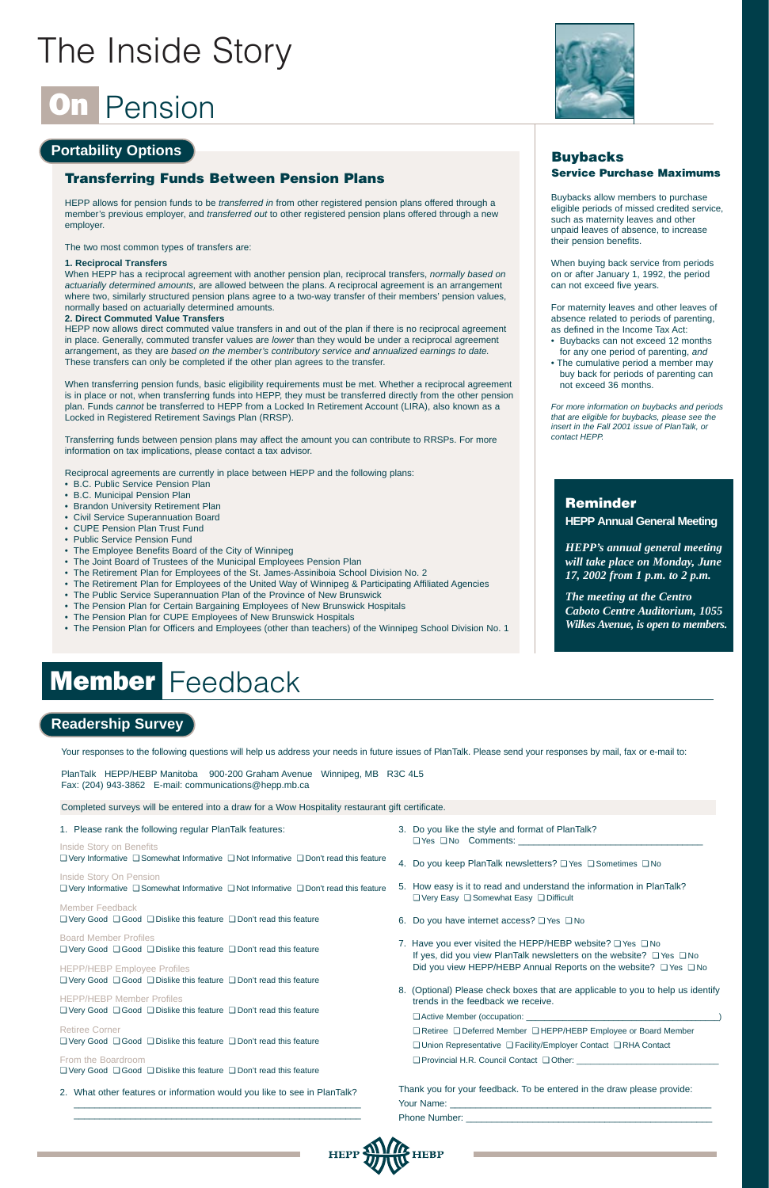# The Inside Story

# On Pension

## Portability Options

### Transferring Funds Between Pension Plans

HEPP allows for pension funds to be *transferred in* from other registered pension plans offered through a member's previous employer, and *transferred out* to other registered pension plans offered through a new employer.

The two most common types of transfers are:

**1. Reciprocal Transfers**
When HEPP has a reciprocal agreement with another pension plan, reciprocal transfers, *normally based on actuarially determined amounts,* are allowed between the plans. A reciprocal agreement is an arrangement where two, similarly structured pension plans agree to a two-way transfer of their members' pension values, normally based on actuarially determined amounts.
**2. Direct Commuted Value Transfers**
HEPP now allows direct commuted value transfers in and out of the plan if there is no reciprocal agreement in place. Generally, commuted transfer values are *lower* than they would be under a reciprocal agreement arrangement, as they are *based on the member's contributory service and annualized earnings to date.* These transfers can only be completed if the other plan agrees to the transfer.

When transferring pension funds, basic eligibility requirements must be met. Whether a reciprocal agreement is in place or not, when transferring funds into HEPP, they must be transferred directly from the other pension plan. Funds *cannot* be transferred to HEPP from a Locked In Retirement Account (LIRA), also known as a Locked in Registered Retirement Savings Plan (RRSP).

Transferring funds between pension plans may affect the amount you can contribute to RRSPs. For more information on tax implications, please contact a tax advisor.

Reciprocal agreements are currently in place between HEPP and the following plans:

- B.C. Public Service Pension Plan
- B.C. Municipal Pension Plan
- Brandon University Retirement Plan
- Civil Service Superannuation Board
- CUPE Pension Plan Trust Fund
- Public Service Pension Fund
- The Employee Benefits Board of the City of Winnipeg
- The Joint Board of Trustees of the Municipal Employees Pension Plan
- The Retirement Plan for Employees of the St. James-Assiniboia School Division No. 2
- The Retirement Plan for Employees of the United Way of Winnipeg & Participating Affiliated Agencies
- The Public Service Superannuation Plan of the Province of New Brunswick
- The Pension Plan for Certain Bargaining Employees of New Brunswick Hospitals
- The Pension Plan for CUPE Employees of New Brunswick Hospitals
- The Pension Plan for Officers and Employees (other than teachers) of the Winnipeg School Division No. 1

### Buybacks
**Service Purchase Maximums**

Buybacks allow members to purchase eligible periods of missed credited service, such as maternity leaves and other unpaid leaves of absence, to increase their pension benefits.

When buying back service from periods on or after January 1, 1992, the period can not exceed five years.

For maternity leaves and other leaves of absence related to periods of parenting, as defined in the Income Tax Act:

- Buybacks can not exceed 12 months for any one period of parenting, *and*
- The cumulative period a member may buy back for periods of parenting can not exceed 36 months.

*For more information on buybacks and periods that are eligible for buybacks, please see the insert in the Fall 2001 issue of PlanTalk, or contact HEPP.*

### Reminder
**HEPP Annual General Meeting**

***HEPP's annual general meeting will take place on Monday, June 17, 2002 from 1 p.m. to 2 p.m.***

***The meeting at the Centro Caboto Centre Auditorium, 1055 Wilkes Avenue, is open to members.***

# Member Feedback

## Readership Survey

Your responses to the following questions will help us address your needs in future issues of PlanTalk. Please send your responses by mail, fax or e-mail to:

PlanTalk HEPP/HEBP Manitoba 900-200 Graham Avenue Winnipeg, MB R3C 4L5
Fax: (204) 943-3862 E-mail: communications@hepp.mb.ca

Completed surveys will be entered into a draw for a Wow Hospitality restaurant gift certificate.

1. Please rank the following regular PlanTalk features:

Inside Story on Benefits
❑ Very Informative ❑ Somewhat Informative ❑ Not Informative ❑ Don't read this feature

Inside Story On Pension
❑ Very Informative ❑ Somewhat Informative ❑ Not Informative ❑ Don't read this feature

Member Feedback
❑ Very Good ❑ Good ❑ Dislike this feature ❑ Don't read this feature

Board Member Profiles
❑ Very Good ❑ Good ❑ Dislike this feature ❑ Don't read this feature

HEPP/HEBP Employee Profiles
❑ Very Good ❑ Good ❑ Dislike this feature ❑ Don't read this feature

HEPP/HEBP Member Profiles
❑ Very Good ❑ Good ❑ Dislike this feature ❑ Don't read this feature

Retiree Corner
❑ Very Good ❑ Good ❑ Dislike this feature ❑ Don't read this feature

From the Boardroom
❑ Very Good ❑ Good ❑ Dislike this feature ❑ Don't read this feature

2. What other features or information would you like to see in PlanTalk?
\_\_\_\_\_\_\_\_\_\_\_\_\_\_\_\_\_\_\_\_\_\_\_\_\_\_\_\_\_\_\_\_\_\_\_\_\_\_\_\_\_\_\_\_\_\_\_\_
\_\_\_\_\_\_\_\_\_\_\_\_\_\_\_\_\_\_\_\_\_\_\_\_\_\_\_\_\_\_\_\_\_\_\_\_\_\_\_\_\_\_\_\_\_\_\_\_

3. Do you like the style and format of PlanTalk?
❑ Yes ❑ No Comments: \_\_\_\_\_\_\_\_\_\_\_\_\_\_\_\_\_\_\_\_\_\_\_\_\_\_\_\_\_\_\_\_

4. Do you keep PlanTalk newsletters? ❑ Yes ❑ Sometimes ❑ No

5. How easy is it to read and understand the information in PlanTalk?
❑ Very Easy ❑ Somewhat Easy ❑ Difficult

6. Do you have internet access? ❑ Yes ❑ No

7. Have you ever visited the HEPP/HEBP website? ❑ Yes ❑ No
If yes, did you view PlanTalk newsletters on the website? ❑ Yes ❑ No
Did you view HEPP/HEBP Annual Reports on the website? ❑ Yes ❑ No

8. (Optional) Please check boxes that are applicable to you to help us identify trends in the feedback we receive.
❑ Active Member (occupation: \_\_\_\_\_\_\_\_\_\_\_\_\_\_\_\_\_\_\_\_\_\_\_\_\_\_\_\_\_\_\_\_\_\_\_\_)
❑ Retiree ❑ Deferred Member ❑ HEPP/HEBP Employee or Board Member
❑ Union Representative ❑ Facility/Employer Contact ❑ RHA Contact
❑ Provincial H.R. Council Contact ❑ Other: \_\_\_\_\_\_\_\_\_\_\_\_\_\_\_\_\_\_\_\_\_\_\_\_

Thank you for your feedback. To be entered in the draw please provide:
Your Name: \_\_\_\_\_\_\_\_\_\_\_\_\_\_\_\_\_\_\_\_\_\_\_\_\_\_\_\_\_\_\_\_\_\_\_\_\_\_\_\_\_\_\_\_
Phone Number: \_\_\_\_\_\_\_\_\_\_\_\_\_\_\_\_\_\_\_\_\_\_\_\_\_\_\_\_\_\_\_\_\_\_\_\_\_\_\_\_\_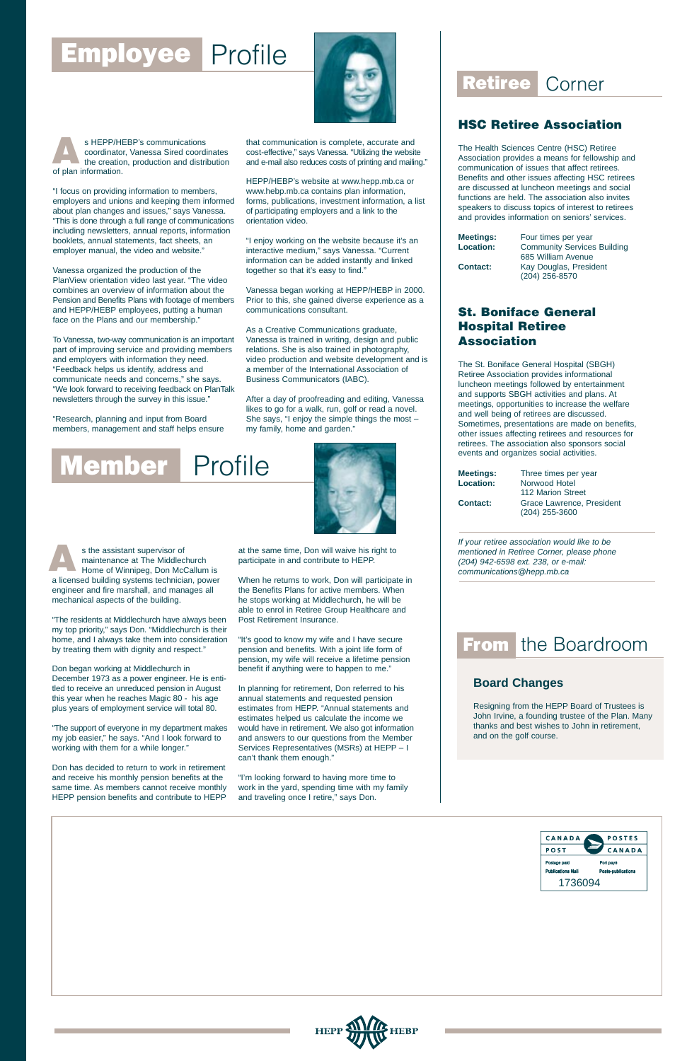# Employee Profile

As HEPP/HEBP's communications coordinator, Vanessa Sired coordinates the creation, production and distribution of plan information.

"I focus on providing information to members, employers and unions and keeping them informed about plan changes and issues," says Vanessa. "This is done through a full range of communications including newsletters, annual reports, information booklets, annual statements, fact sheets, an employer manual, the video and website."

Vanessa organized the production of the PlanView orientation video last year. "The video combines an overview of information about the Pension and Benefits Plans with footage of members and HEPP/HEBP employees, putting a human face on the Plans and our membership."

To Vanessa, two-way communication is an important part of improving service and providing members and employers with information they need. "Feedback helps us identify, address and communicate needs and concerns," she says. "We look forward to receiving feedback on PlanTalk newsletters through the survey in this issue."

"Research, planning and input from Board members, management and staff helps ensure that communication is complete, accurate and cost-effective," says Vanessa. "Utilizing the website and e-mail also reduces costs of printing and mailing."

HEPP/HEBP's website at www.hepp.mb.ca or www.hebp.mb.ca contains plan information, forms, publications, investment information, a list of participating employers and a link to the orientation video.

"I enjoy working on the website because it's an interactive medium," says Vanessa. "Current information can be added instantly and linked together so that it's easy to find."

Vanessa began working at HEPP/HEBP in 2000. Prior to this, she gained diverse experience as a communications consultant.

As a Creative Communications graduate, Vanessa is trained in writing, design and public relations. She is also trained in photography, video production and website development and is a member of the International Association of Business Communicators (IABC).

After a day of proofreading and editing, Vanessa likes to go for a walk, run, golf or read a novel. She says, "I enjoy the simple things the most – my family, home and garden."

# Member Profile

As the assistant supervisor of maintenance at The Middlechurch Home of Winnipeg, Don McCallum is a licensed building systems technician, power engineer and fire marshall, and manages all mechanical aspects of the building.

"The residents at Middlechurch have always been my top priority," says Don. "Middlechurch is their home, and I always take them into consideration by treating them with dignity and respect."

Don began working at Middlechurch in December 1973 as a power engineer. He is entitled to receive an unreduced pension in August this year when he reaches Magic 80 - his age plus years of employment service will total 80.

"The support of everyone in my department makes my job easier," he says. "And I look forward to working with them for a while longer."

Don has decided to return to work in retirement and receive his monthly pension benefits at the same time. As members cannot receive monthly HEPP pension benefits and contribute to HEPP at the same time, Don will waive his right to participate in and contribute to HEPP.

When he returns to work, Don will participate in the Benefits Plans for active members. When he stops working at Middlechurch, he will be able to enrol in Retiree Group Healthcare and Post Retirement Insurance.

"It's good to know my wife and I have secure pension and benefits. With a joint life form of pension, my wife will receive a lifetime pension benefit if anything were to happen to me."

In planning for retirement, Don referred to his annual statements and requested pension estimates from HEPP. "Annual statements and estimates helped us calculate the income we would have in retirement. We also got information and answers to our questions from the Member Services Representatives (MSRs) at HEPP – I can't thank them enough."

"I'm looking forward to having more time to work in the yard, spending time with my family and traveling once I retire," says Don.

# Retiree Corner

## HSC Retiree Association

The Health Sciences Centre (HSC) Retiree Association provides a means for fellowship and communication of issues that affect retirees. Benefits and other issues affecting HSC retirees are discussed at luncheon meetings and social functions are held. The association also invites speakers to discuss topics of interest to retirees and provides information on seniors' services.

| | |
|---|---|
| **Meetings:** | Four times per year |
| **Location:** | Community Services Building<br>685 William Avenue |
| **Contact:** | Kay Douglas, President<br>(204) 256-8570 |

## St. Boniface General Hospital Retiree Association

The St. Boniface General Hospital (SBGH) Retiree Association provides informational luncheon meetings followed by entertainment and supports SBGH activities and plans. At meetings, opportunities to increase the welfare and well being of retirees are discussed. Sometimes, presentations are made on benefits, other issues affecting retirees and resources for retirees. The association also sponsors social events and organizes social activities.

| | |
|---|---|
| **Meetings:** | Three times per year |
| **Location:** | Norwood Hotel<br>112 Marion Street |
| **Contact:** | Grace Lawrence, President<br>(204) 255-3600 |

*If your retiree association would like to be mentioned in Retiree Corner, please phone (204) 942-6598 ext. 238, or e-mail: communications@hepp.mb.ca*

# From the Boardroom

## Board Changes

Resigning from the HEPP Board of Trustees is John Irvine, a founding trustee of the Plan. Many thanks and best wishes to John in retirement, and on the golf course.

CANADA POST / POSTES CANADA
Postage paid / Port payé
Publications Mail / Poste-publications
1736094

HEPP HEBP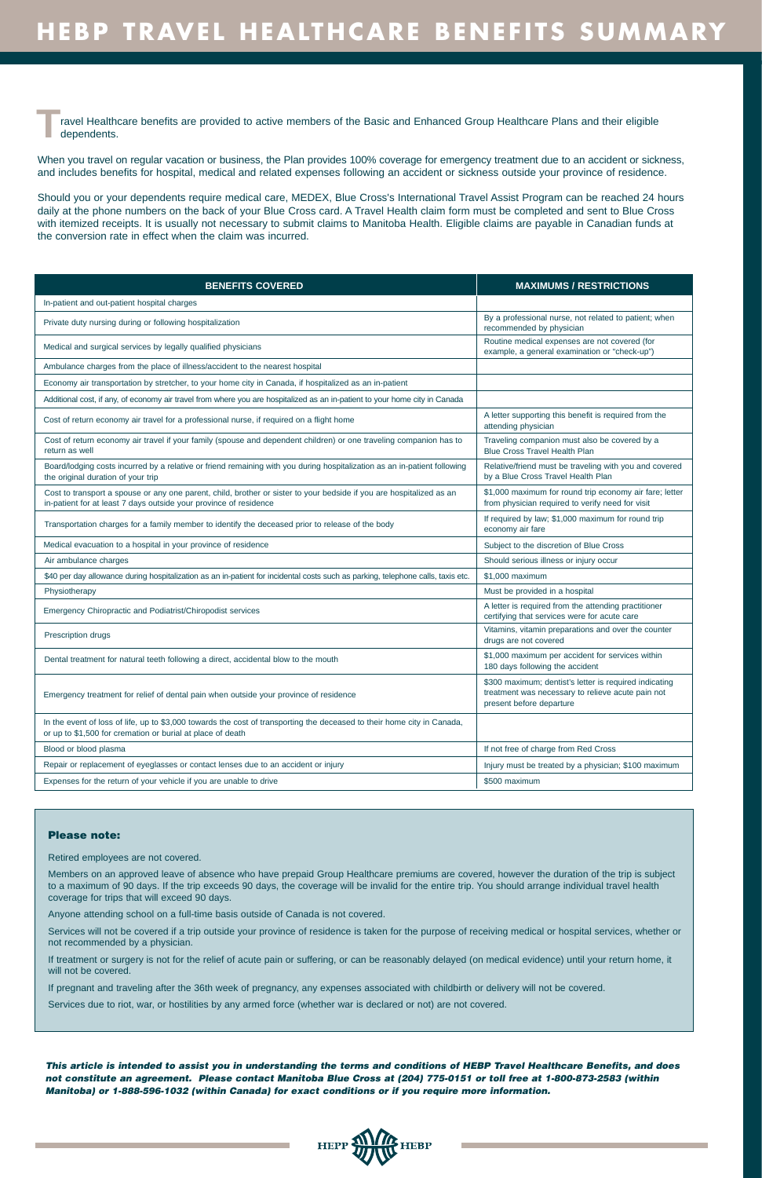# HEBP TRAVEL HEALTHCARE BENEFITS SUMMARY

Travel Healthcare benefits are provided to active members of the Basic and Enhanced Group Healthcare Plans and their eligible dependents.

When you travel on regular vacation or business, the Plan provides 100% coverage for emergency treatment due to an accident or sickness, and includes benefits for hospital, medical and related expenses following an accident or sickness outside your province of residence.

Should you or your dependents require medical care, MEDEX, Blue Cross's International Travel Assist Program can be reached 24 hours daily at the phone numbers on the back of your Blue Cross card. A Travel Health claim form must be completed and sent to Blue Cross with itemized receipts. It is usually not necessary to submit claims to Manitoba Health. Eligible claims are payable in Canadian funds at the conversion rate in effect when the claim was incurred.

| BENEFITS COVERED | MAXIMUMS / RESTRICTIONS |
|---|---|
| In-patient and out-patient hospital charges | |
| Private duty nursing during or following hospitalization | By a professional nurse, not related to patient; when recommended by physician |
| Medical and surgical services by legally qualified physicians | Routine medical expenses are not covered (for example, a general examination or "check-up") |
| Ambulance charges from the place of illness/accident to the nearest hospital | |
| Economy air transportation by stretcher, to your home city in Canada, if hospitalized as an in-patient | |
| Additional cost, if any, of economy air travel from where you are hospitalized as an in-patient to your home city in Canada | |
| Cost of return economy air travel for a professional nurse, if required on a flight home | A letter supporting this benefit is required from the attending physician |
| Cost of return economy air travel if your family (spouse and dependent children) or one traveling companion has to return as well | Traveling companion must also be covered by a Blue Cross Travel Health Plan |
| Board/lodging costs incurred by a relative or friend remaining with you during hospitalization as an in-patient following the original duration of your trip | Relative/friend must be traveling with you and covered by a Blue Cross Travel Health Plan |
| Cost to transport a spouse or any one parent, child, brother or sister to your bedside if you are hospitalized as an in-patient for at least 7 days outside your province of residence | $1,000 maximum for round trip economy air fare; letter from physician required to verify need for visit |
| Transportation charges for a family member to identify the deceased prior to release of the body | If required by law; $1,000 maximum for round trip economy air fare |
| Medical evacuation to a hospital in your province of residence | Subject to the discretion of Blue Cross |
| Air ambulance charges | Should serious illness or injury occur |
| $40 per day allowance during hospitalization as an in-patient for incidental costs such as parking, telephone calls, taxis etc. | $1,000 maximum |
| Physiotherapy | Must be provided in a hospital |
| Emergency Chiropractic and Podiatrist/Chiropodist services | A letter is required from the attending practitioner certifying that services were for acute care |
| Prescription drugs | Vitamins, vitamin preparations and over the counter drugs are not covered |
| Dental treatment for natural teeth following a direct, accidental blow to the mouth | $1,000 maximum per accident for services within 180 days following the accident |
| Emergency treatment for relief of dental pain when outside your province of residence | $300 maximum; dentist's letter is required indicating treatment was necessary to relieve acute pain not present before departure |
| In the event of loss of life, up to $3,000 towards the cost of transporting the deceased to their home city in Canada, or up to $1,500 for cremation or burial at place of death | |
| Blood or blood plasma | If not free of charge from Red Cross |
| Repair or replacement of eyeglasses or contact lenses due to an accident or injury | Injury must be treated by a physician; $100 maximum |
| Expenses for the return of your vehicle if you are unable to drive | $500 maximum |

### Please note:

Retired employees are not covered.

Members on an approved leave of absence who have prepaid Group Healthcare premiums are covered, however the duration of the trip is subject to a maximum of 90 days. If the trip exceeds 90 days, the coverage will be invalid for the entire trip. You should arrange individual travel health coverage for trips that will exceed 90 days.

Anyone attending school on a full-time basis outside of Canada is not covered.

Services will not be covered if a trip outside your province of residence is taken for the purpose of receiving medical or hospital services, whether or not recommended by a physician.

If treatment or surgery is not for the relief of acute pain or suffering, or can be reasonably delayed (on medical evidence) until your return home, it will not be covered.

If pregnant and traveling after the 36th week of pregnancy, any expenses associated with childbirth or delivery will not be covered.

Services due to riot, war, or hostilities by any armed force (whether war is declared or not) are not covered.

***This article is intended to assist you in understanding the terms and conditions of HEBP Travel Healthcare Benefits, and does not constitute an agreement. Please contact Manitoba Blue Cross at (204) 775-0151 or toll free at 1-800-873-2583 (within Manitoba) or 1-888-596-1032 (within Canada) for exact conditions or if you require more information.***